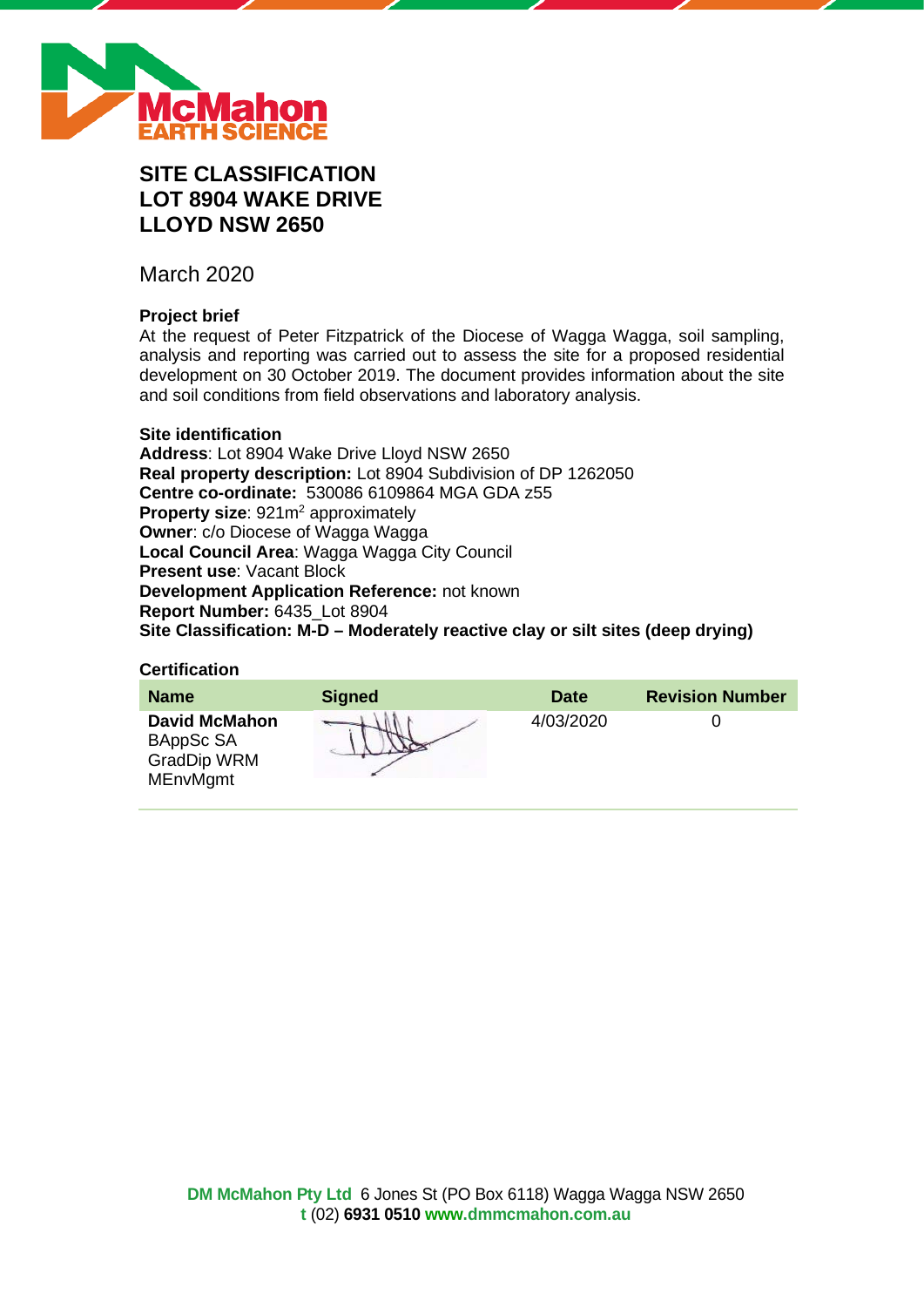# SITE CLASSIFICATION
# LOT 8904 WAKE DRIVE
# LLOYD NSW 2650

March 2020

### Project brief

At the request of Peter Fitzpatrick of the Diocese of Wagga Wagga, soil sampling, analysis and reporting was carried out to assess the site for a proposed residential development on 30 October 2019. The document provides information about the site and soil conditions from field observations and laboratory analysis.

### Site identification

**Address**: Lot 8904 Wake Drive Lloyd NSW 2650
**Real property description:** Lot 8904 Subdivision of DP 1262050
**Centre co-ordinate:** 530086 6109864 MGA GDA z55
**Property size**: 921m$^2$ approximately
**Owner**: c/o Diocese of Wagga Wagga
**Local Council Area**: Wagga Wagga City Council
**Present use**: Vacant Block
**Development Application Reference:** not known
**Report Number:** 6435_Lot 8904
**Site Classification: M-D – Moderately reactive clay or silt sites (deep drying)**

### Certification

| Name | Signed | Date | Revision Number |
|---|---|---|---|
| **David McMahon** BAppSc SA GradDip WRM MEnvMgmt | | 4/03/2020 | 0 |

**DM McMahon Pty Ltd** 6 Jones St (PO Box 6118) Wagga Wagga NSW 2650
**t** (02) **6931 0510** **www.dmmcmahon.com.au**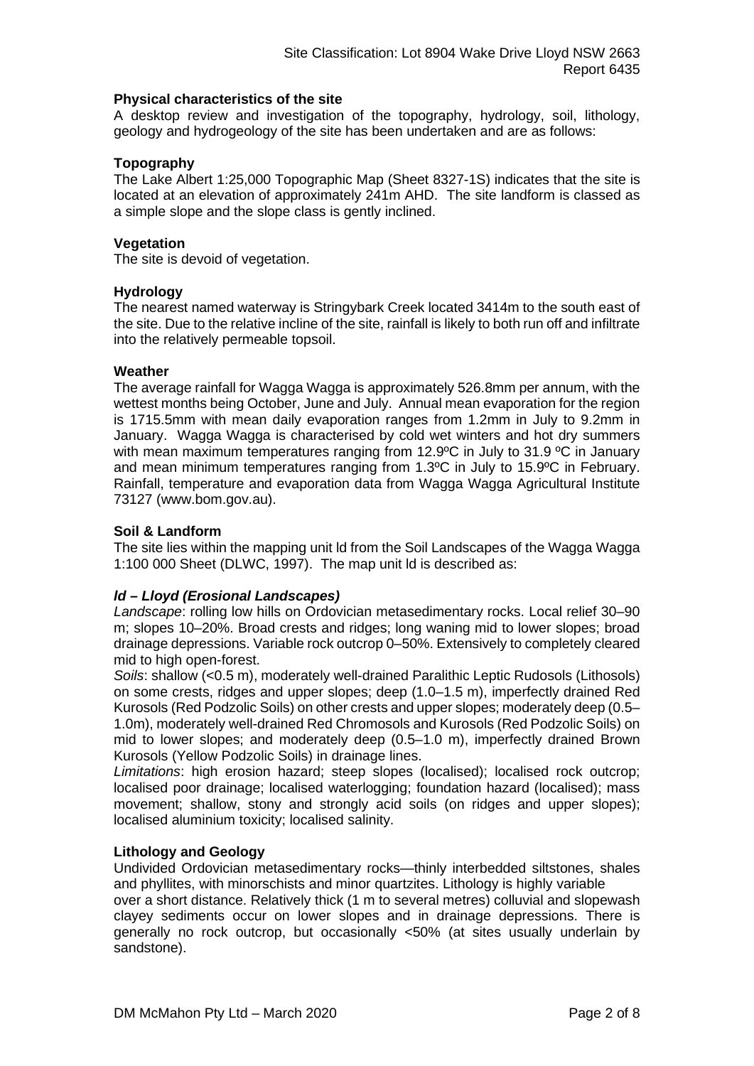### Physical characteristics of the site

A desktop review and investigation of the topography, hydrology, soil, lithology, geology and hydrogeology of the site has been undertaken and are as follows:

### Topography

The Lake Albert 1:25,000 Topographic Map (Sheet 8327-1S) indicates that the site is located at an elevation of approximately 241m AHD. The site landform is classed as a simple slope and the slope class is gently inclined.

### Vegetation

The site is devoid of vegetation.

### Hydrology

The nearest named waterway is Stringybark Creek located 3414m to the south east of the site. Due to the relative incline of the site, rainfall is likely to both run off and infiltrate into the relatively permeable topsoil.

### Weather

The average rainfall for Wagga Wagga is approximately 526.8mm per annum, with the wettest months being October, June and July. Annual mean evaporation for the region is 1715.5mm with mean daily evaporation ranges from 1.2mm in July to 9.2mm in January. Wagga Wagga is characterised by cold wet winters and hot dry summers with mean maximum temperatures ranging from 12.9ºC in July to 31.9 ºC in January and mean minimum temperatures ranging from 1.3ºC in July to 15.9ºC in February. Rainfall, temperature and evaporation data from Wagga Wagga Agricultural Institute 73127 (www.bom.gov.au).

### Soil & Landform

The site lies within the mapping unit ld from the Soil Landscapes of the Wagga Wagga 1:100 000 Sheet (DLWC, 1997). The map unit ld is described as:

#### *ld – Lloyd (Erosional Landscapes)*

*Landscape*: rolling low hills on Ordovician metasedimentary rocks. Local relief 30–90 m; slopes 10–20%. Broad crests and ridges; long waning mid to lower slopes; broad drainage depressions. Variable rock outcrop 0–50%. Extensively to completely cleared mid to high open-forest.

*Soils*: shallow (<0.5 m), moderately well-drained Paralithic Leptic Rudosols (Lithosols) on some crests, ridges and upper slopes; deep (1.0–1.5 m), imperfectly drained Red Kurosols (Red Podzolic Soils) on other crests and upper slopes; moderately deep (0.5–1.0m), moderately well-drained Red Chromosols and Kurosols (Red Podzolic Soils) on mid to lower slopes; and moderately deep (0.5–1.0 m), imperfectly drained Brown Kurosols (Yellow Podzolic Soils) in drainage lines.

*Limitations*: high erosion hazard; steep slopes (localised); localised rock outcrop; localised poor drainage; localised waterlogging; foundation hazard (localised); mass movement; shallow, stony and strongly acid soils (on ridges and upper slopes); localised aluminium toxicity; localised salinity.

### Lithology and Geology

Undivided Ordovician metasedimentary rocks—thinly interbedded siltstones, shales and phyllites, with minorschists and minor quartzites. Lithology is highly variable over a short distance. Relatively thick (1 m to several metres) colluvial and slopewash clayey sediments occur on lower slopes and in drainage depressions. There is generally no rock outcrop, but occasionally <50% (at sites usually underlain by sandstone).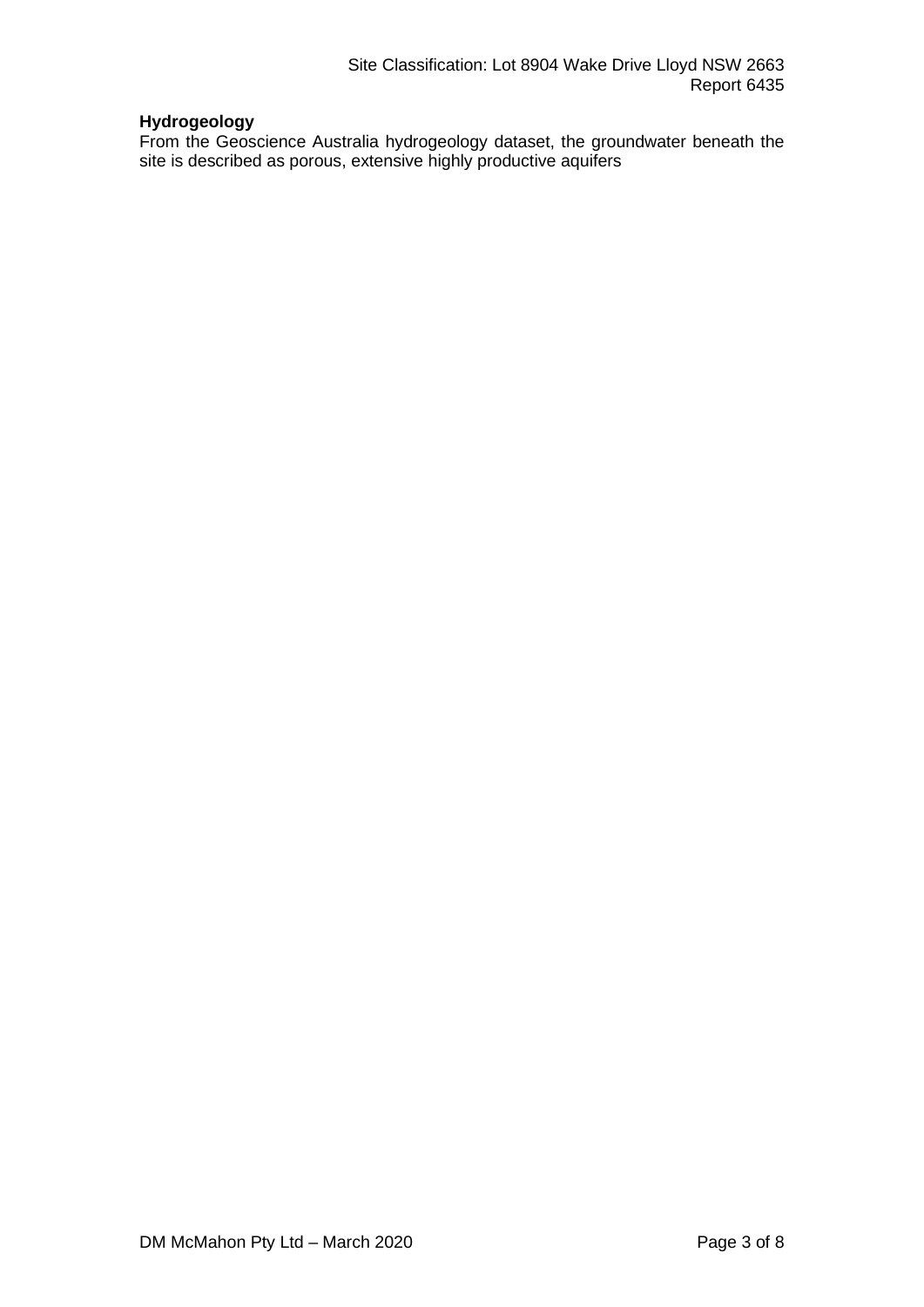**Hydrogeology**

From the Geoscience Australia hydrogeology dataset, the groundwater beneath the site is described as porous, extensive highly productive aquifers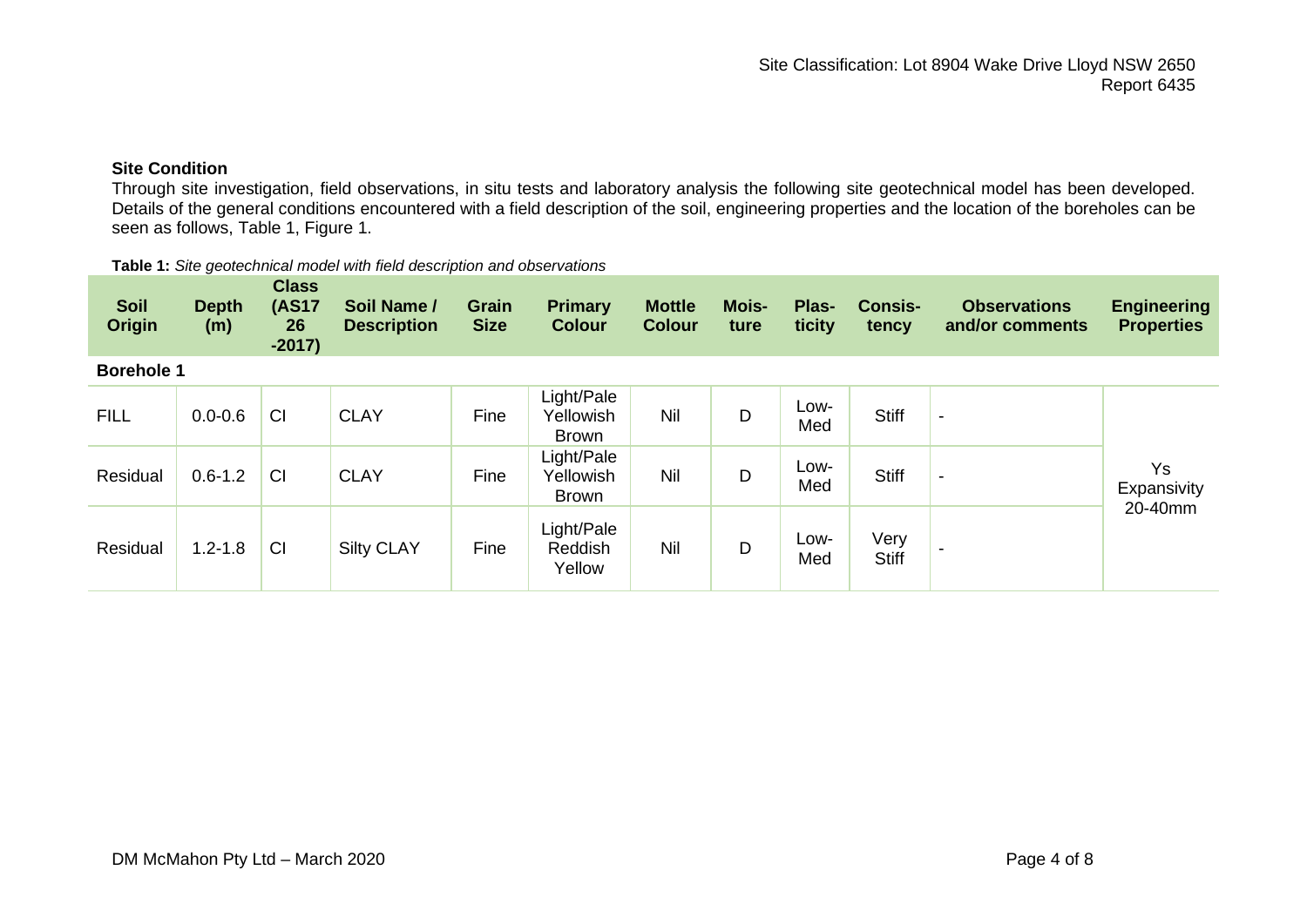### Site Condition

Through site investigation, field observations, in situ tests and laboratory analysis the following site geotechnical model has been developed. Details of the general conditions encountered with a field description of the soil, engineering properties and the location of the boreholes can be seen as follows, Table 1, Figure 1.

**Table 1:** *Site geotechnical model with field description and observations*

| Soil Origin | Depth (m) | Class (AS1726-2017) | Soil Name / Description | Grain Size | Primary Colour | Mottle Colour | Moisture | Plasticity | Consistency | Observations and/or comments | Engineering Properties |
|---|---|---|---|---|---|---|---|---|---|---|---|
| **Borehole 1** | | | | | | | | | | | |
| FILL | 0.0-0.6 | CI | CLAY | Fine | Light/Pale Yellowish Brown | Nil | D | Low-Med | Stiff | - | Ys Expansivity 20-40mm |
| Residual | 0.6-1.2 | CI | CLAY | Fine | Light/Pale Yellowish Brown | Nil | D | Low-Med | Stiff | - | |
| Residual | 1.2-1.8 | CI | Silty CLAY | Fine | Light/Pale Reddish Yellow | Nil | D | Low-Med | Very Stiff | - | |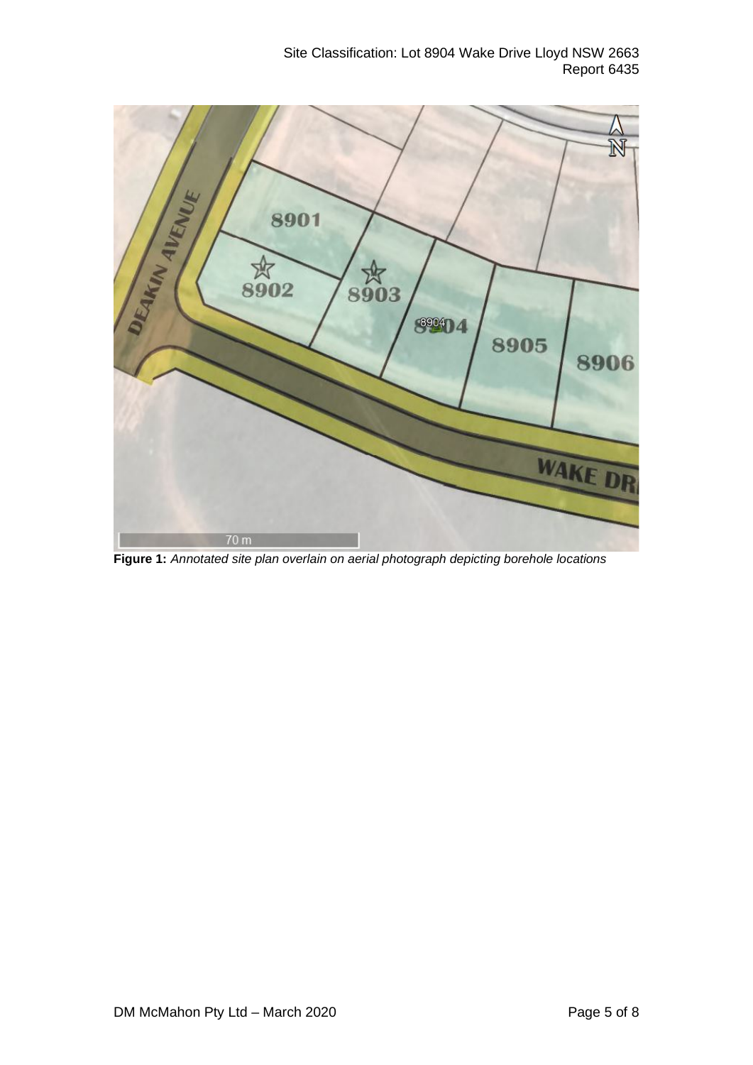**Figure 1:** *Annotated site plan overlain on aerial photograph depicting borehole locations*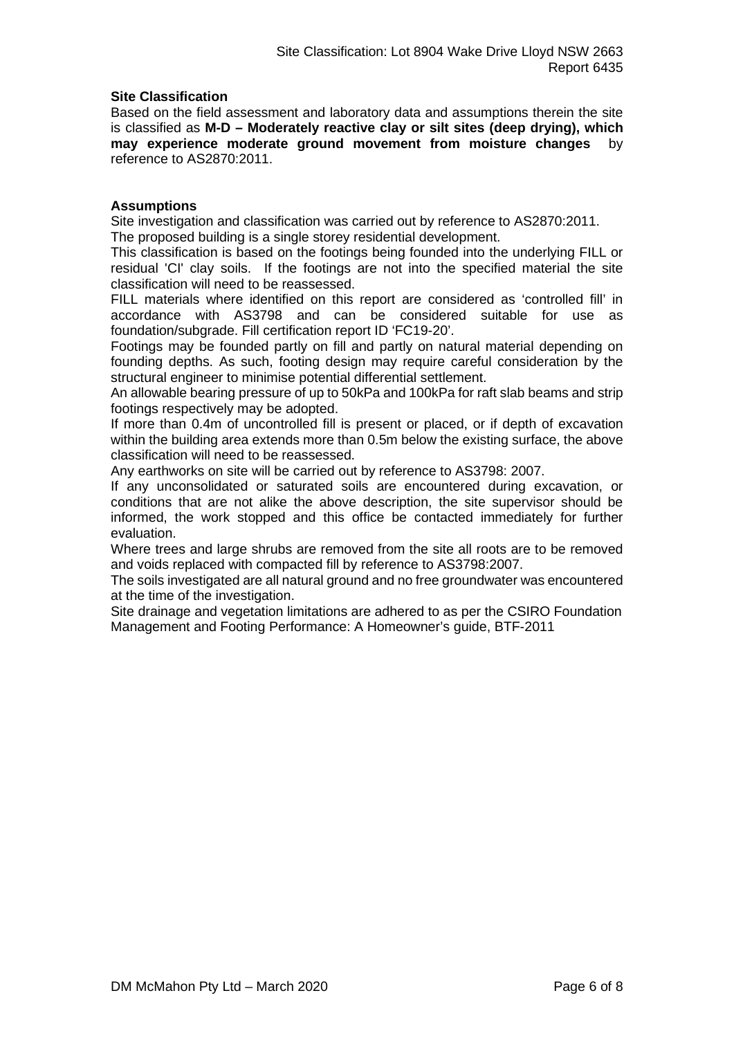### Site Classification

Based on the field assessment and laboratory data and assumptions therein the site is classified as **M-D – Moderately reactive clay or silt sites (deep drying), which may experience moderate ground movement from moisture changes** by reference to AS2870:2011.

### Assumptions

Site investigation and classification was carried out by reference to AS2870:2011.
The proposed building is a single storey residential development.
This classification is based on the footings being founded into the underlying FILL or residual 'CI' clay soils. If the footings are not into the specified material the site classification will need to be reassessed.
FILL materials where identified on this report are considered as 'controlled fill' in accordance with AS3798 and can be considered suitable for use as foundation/subgrade. Fill certification report ID 'FC19-20'.
Footings may be founded partly on fill and partly on natural material depending on founding depths. As such, footing design may require careful consideration by the structural engineer to minimise potential differential settlement.
An allowable bearing pressure of up to 50kPa and 100kPa for raft slab beams and strip footings respectively may be adopted.
If more than 0.4m of uncontrolled fill is present or placed, or if depth of excavation within the building area extends more than 0.5m below the existing surface, the above classification will need to be reassessed.
Any earthworks on site will be carried out by reference to AS3798: 2007.
If any unconsolidated or saturated soils are encountered during excavation, or conditions that are not alike the above description, the site supervisor should be informed, the work stopped and this office be contacted immediately for further evaluation.
Where trees and large shrubs are removed from the site all roots are to be removed and voids replaced with compacted fill by reference to AS3798:2007.
The soils investigated are all natural ground and no free groundwater was encountered at the time of the investigation.
Site drainage and vegetation limitations are adhered to as per the CSIRO Foundation Management and Footing Performance: A Homeowner's guide, BTF-2011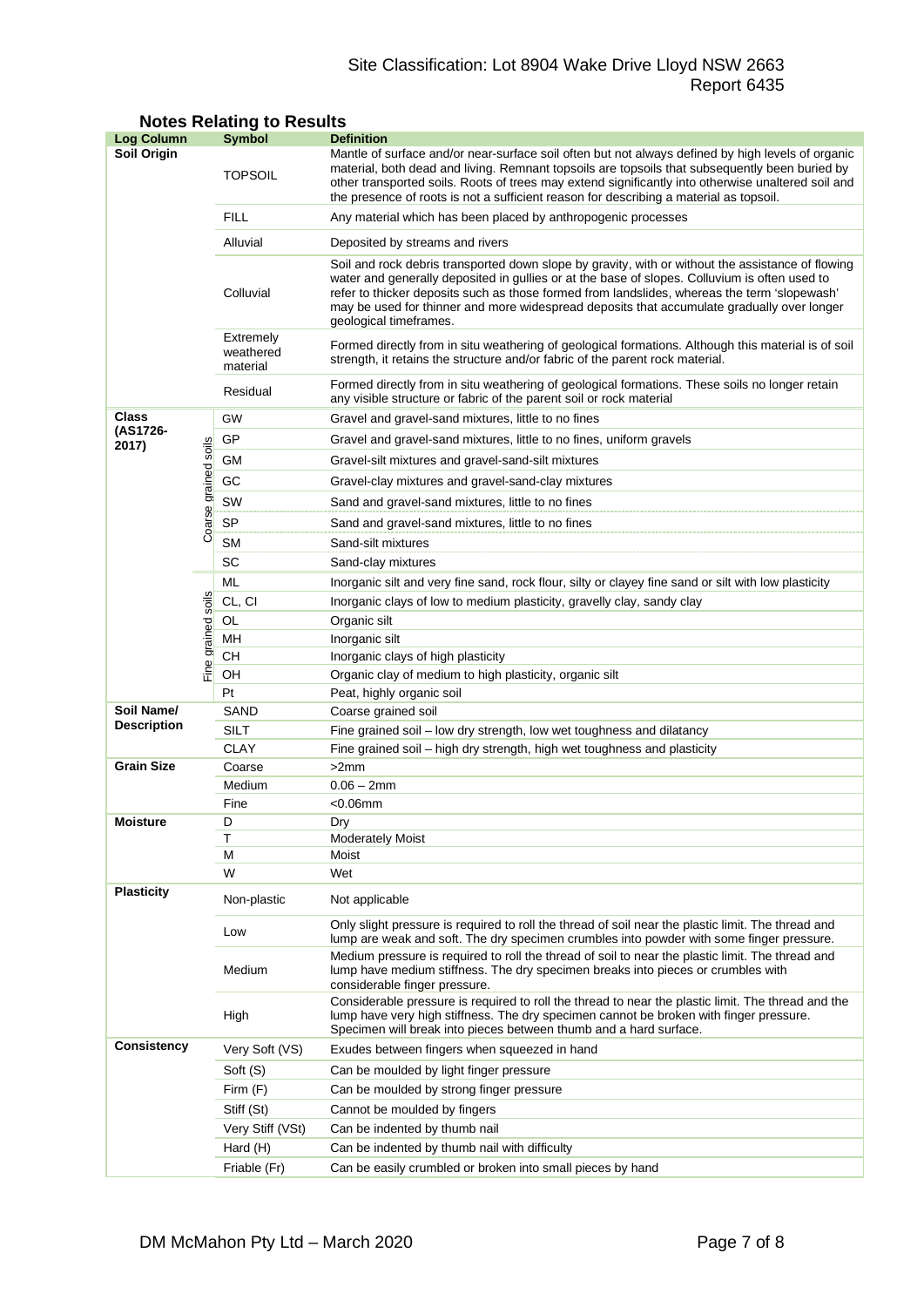## Notes Relating to Results

| Log Column | | Symbol | Definition |
|---|---|---|---|
| **Soil Origin** | | TOPSOIL | Mantle of surface and/or near-surface soil often but not always defined by high levels of organic material, both dead and living. Remnant topsoils are topsoils that subsequently been buried by other transported soils. Roots of trees may extend significantly into otherwise unaltered soil and the presence of roots is not a sufficient reason for describing a material as topsoil. |
| | | FILL | Any material which has been placed by anthropogenic processes |
| | | Alluvial | Deposited by streams and rivers |
| | | Colluvial | Soil and rock debris transported down slope by gravity, with or without the assistance of flowing water and generally deposited in gullies or at the base of slopes. Colluvium is often used to refer to thicker deposits such as those formed from landslides, whereas the term 'slopewash' may be used for thinner and more widespread deposits that accumulate gradually over longer geological timeframes. |
| | | Extremely weathered material | Formed directly from in situ weathering of geological formations. Although this material is of soil strength, it retains the structure and/or fabric of the parent rock material. |
| | | Residual | Formed directly from in situ weathering of geological formations. These soils no longer retain any visible structure or fabric of the parent soil or rock material |
| **Class (AS1726-2017)** | Coarse grained soils | GW | Gravel and gravel-sand mixtures, little to no fines |
| | | GP | Gravel and gravel-sand mixtures, little to no fines, uniform gravels |
| | | GM | Gravel-silt mixtures and gravel-sand-silt mixtures |
| | | GC | Gravel-clay mixtures and gravel-sand-clay mixtures |
| | | SW | Sand and gravel-sand mixtures, little to no fines |
| | | SP | Sand and gravel-sand mixtures, little to no fines |
| | | SM | Sand-silt mixtures |
| | | SC | Sand-clay mixtures |
| | Fine grained soils | ML | Inorganic silt and very fine sand, rock flour, silty or clayey fine sand or silt with low plasticity |
| | | CL, CI | Inorganic clays of low to medium plasticity, gravelly clay, sandy clay |
| | | OL | Organic silt |
| | | MH | Inorganic silt |
| | | CH | Inorganic clays of high plasticity |
| | | OH | Organic clay of medium to high plasticity, organic silt |
| | | Pt | Peat, highly organic soil |
| **Soil Name/ Description** | | SAND | Coarse grained soil |
| | | SILT | Fine grained soil – low dry strength, low wet toughness and dilatancy |
| | | CLAY | Fine grained soil – high dry strength, high wet toughness and plasticity |
| **Grain Size** | | Coarse | >2mm |
| | | Medium | 0.06 – 2mm |
| | | Fine | <0.06mm |
| **Moisture** | | D | Dry |
| | | T | Moderately Moist |
| | | M | Moist |
| | | W | Wet |
| **Plasticity** | | Non-plastic | Not applicable |
| | | Low | Only slight pressure is required to roll the thread of soil near the plastic limit. The thread and lump are weak and soft. The dry specimen crumbles into powder with some finger pressure. |
| | | Medium | Medium pressure is required to roll the thread of soil to near the plastic limit. The thread and lump have medium stiffness. The dry specimen breaks into pieces or crumbles with considerable finger pressure. |
| | | High | Considerable pressure is required to roll the thread to near the plastic limit. The thread and the lump have very high stiffness. The dry specimen cannot be broken with finger pressure. Specimen will break into pieces between thumb and a hard surface. |
| **Consistency** | | Very Soft (VS) | Exudes between fingers when squeezed in hand |
| | | Soft (S) | Can be moulded by light finger pressure |
| | | Firm (F) | Can be moulded by strong finger pressure |
| | | Stiff (St) | Cannot be moulded by fingers |
| | | Very Stiff (VSt) | Can be indented by thumb nail |
| | | Hard (H) | Can be indented by thumb nail with difficulty |
| | | Friable (Fr) | Can be easily crumbled or broken into small pieces by hand |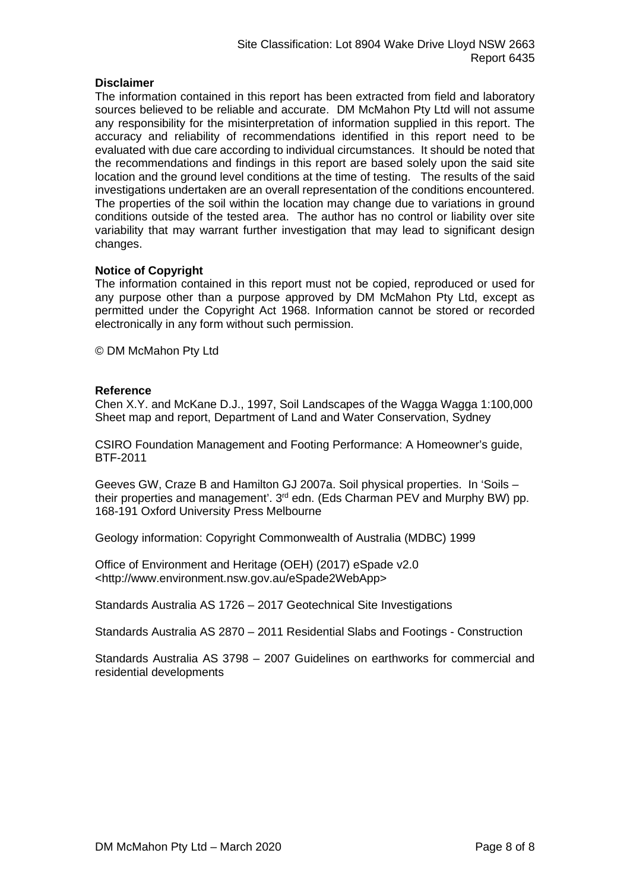**Disclaimer**

The information contained in this report has been extracted from field and laboratory sources believed to be reliable and accurate. DM McMahon Pty Ltd will not assume any responsibility for the misinterpretation of information supplied in this report. The accuracy and reliability of recommendations identified in this report need to be evaluated with due care according to individual circumstances. It should be noted that the recommendations and findings in this report are based solely upon the said site location and the ground level conditions at the time of testing. The results of the said investigations undertaken are an overall representation of the conditions encountered. The properties of the soil within the location may change due to variations in ground conditions outside of the tested area. The author has no control or liability over site variability that may warrant further investigation that may lead to significant design changes.

**Notice of Copyright**

The information contained in this report must not be copied, reproduced or used for any purpose other than a purpose approved by DM McMahon Pty Ltd, except as permitted under the Copyright Act 1968. Information cannot be stored or recorded electronically in any form without such permission.

© DM McMahon Pty Ltd

**Reference**

Chen X.Y. and McKane D.J., 1997, Soil Landscapes of the Wagga Wagga 1:100,000 Sheet map and report, Department of Land and Water Conservation, Sydney

CSIRO Foundation Management and Footing Performance: A Homeowner's guide, BTF-2011

Geeves GW, Craze B and Hamilton GJ 2007a. Soil physical properties. In 'Soils – their properties and management'. 3rd edn. (Eds Charman PEV and Murphy BW) pp. 168-191 Oxford University Press Melbourne

Geology information: Copyright Commonwealth of Australia (MDBC) 1999

Office of Environment and Heritage (OEH) (2017) eSpade v2.0 <http://www.environment.nsw.gov.au/eSpade2WebApp>

Standards Australia AS 1726 – 2017 Geotechnical Site Investigations

Standards Australia AS 2870 – 2011 Residential Slabs and Footings - Construction

Standards Australia AS 3798 – 2007 Guidelines on earthworks for commercial and residential developments